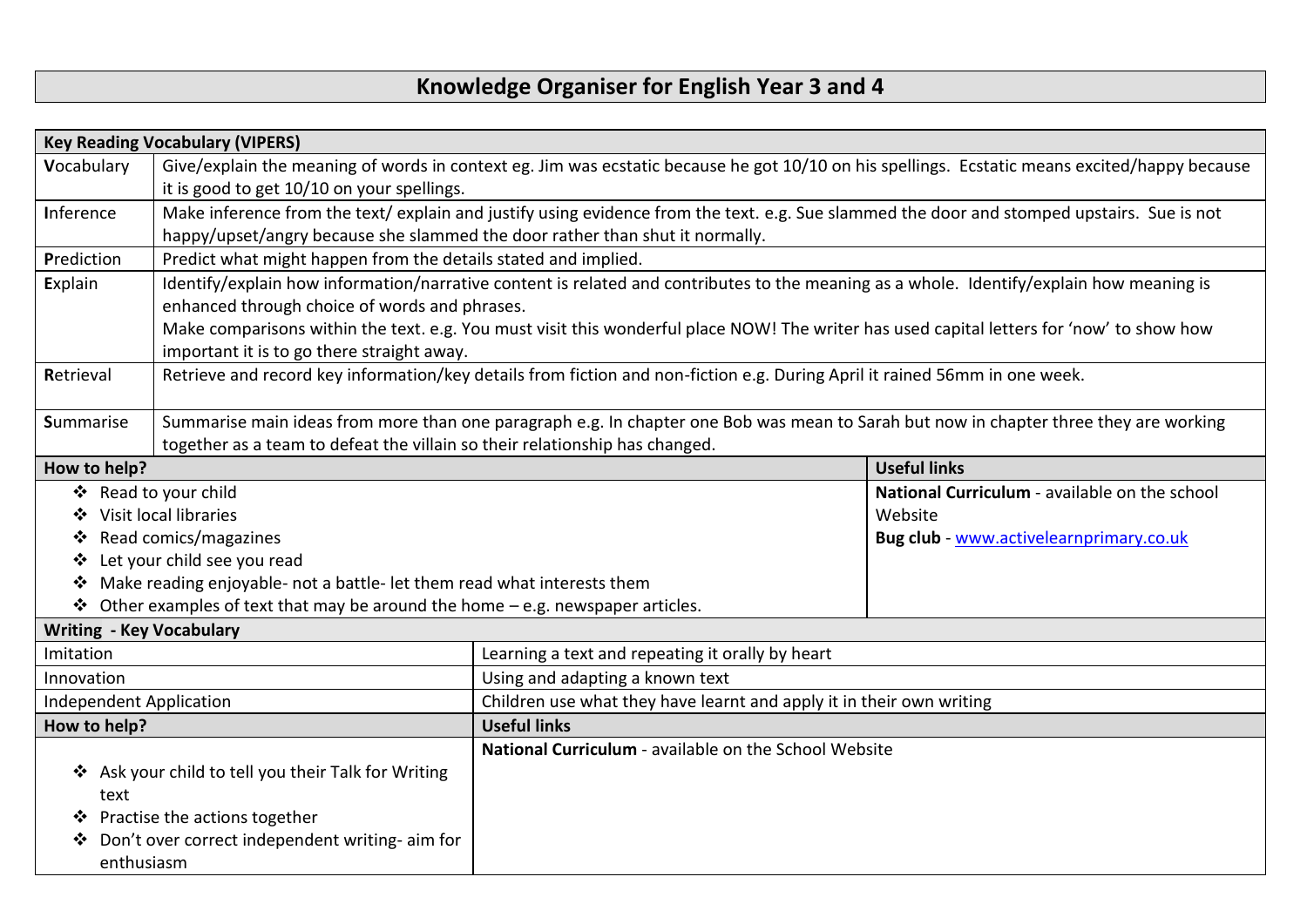# Knowledge Organiser for English Year 3 and 4

| Key Reading Vocabulary (VIPERS) | |
|---|---|
| **V**ocabulary | Give/explain the meaning of words in context eg. Jim was ecstatic because he got 10/10 on his spellings. Ecstatic means excited/happy because it is good to get 10/10 on your spellings. |
| **I**nference | Make inference from the text/ explain and justify using evidence from the text. e.g. Sue slammed the door and stomped upstairs. Sue is not happy/upset/angry because she slammed the door rather than shut it normally. |
| **P**rediction | Predict what might happen from the details stated and implied. |
| **E**xplain | Identify/explain how information/narrative content is related and contributes to the meaning as a whole. Identify/explain how meaning is enhanced through choice of words and phrases.<br>Make comparisons within the text. e.g. You must visit this wonderful place NOW! The writer has used capital letters for 'now' to show how important it is to go there straight away. |
| **R**etrieval | Retrieve and record key information/key details from fiction and non-fiction e.g. During April it rained 56mm in one week. |
| **S**ummarise | Summarise main ideas from more than one paragraph e.g. In chapter one Bob was mean to Sarah but now in chapter three they are working together as a team to defeat the villain so their relationship has changed. |

| How to help? | Useful links |
|---|---|
| ❖ Read to your child<br>❖ Visit local libraries<br>❖ Read comics/magazines<br>❖ Let your child see you read<br>❖ Make reading enjoyable- not a battle- let them read what interests them<br>❖ Other examples of text that may be around the home – e.g. newspaper articles. | **National Curriculum** - available on the school Website<br>**Bug club** - www.activelearnprimary.co.uk |

| Writing - Key Vocabulary | |
|---|---|
| Imitation | Learning a text and repeating it orally by heart |
| Innovation | Using and adapting a known text |
| Independent Application | Children use what they have learnt and apply it in their own writing |

| How to help? | Useful links |
|---|---|
| ❖ Ask your child to tell you their Talk for Writing text<br>❖ Practise the actions together<br>❖ Don't over correct independent writing- aim for enthusiasm | **National Curriculum** - available on the School Website |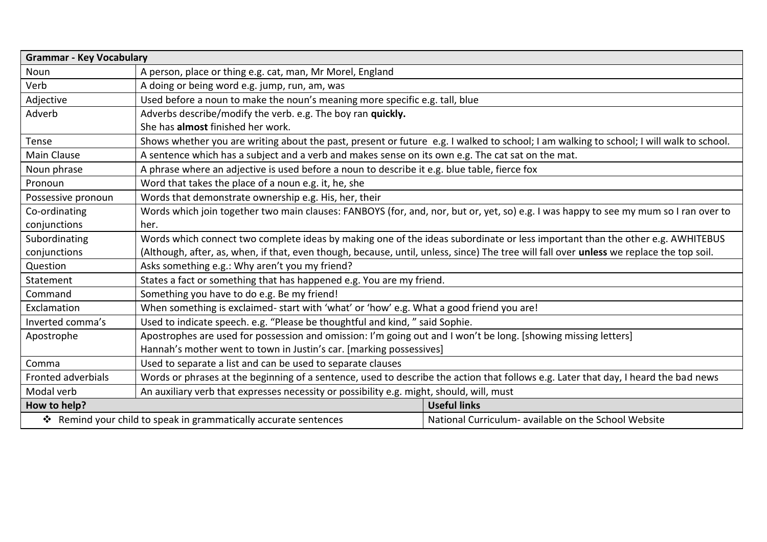| Grammar - Key Vocabulary | |
|---|---|
| Noun | A person, place or thing e.g. cat, man, Mr Morel, England |
| Verb | A doing or being word e.g. jump, run, am, was |
| Adjective | Used before a noun to make the noun's meaning more specific e.g. tall, blue |
| Adverb | Adverbs describe/modify the verb. e.g. The boy ran **quickly.**<br>She has **almost** finished her work. |
| Tense | Shows whether you are writing about the past, present or future e.g. I walked to school; I am walking to school; I will walk to school. |
| Main Clause | A sentence which has a subject and a verb and makes sense on its own e.g. The cat sat on the mat. |
| Noun phrase | A phrase where an adjective is used before a noun to describe it e.g. blue table, fierce fox |
| Pronoun | Word that takes the place of a noun e.g. it, he, she |
| Possessive pronoun | Words that demonstrate ownership e.g. His, her, their |
| Co-ordinating conjunctions | Words which join together two main clauses: FANBOYS (for, and, nor, but or, yet, so) e.g. I was happy to see my mum so I ran over to her. |
| Subordinating conjunctions | Words which connect two complete ideas by making one of the ideas subordinate or less important than the other e.g. AWHITEBUS (Although, after, as, when, if that, even though, because, until, unless, since) The tree will fall over **unless** we replace the top soil. |
| Question | Asks something e.g.: Why aren't you my friend? |
| Statement | States a fact or something that has happened e.g. You are my friend. |
| Command | Something you have to do e.g. Be my friend! |
| Exclamation | When something is exclaimed- start with 'what' or 'how' e.g. What a good friend you are! |
| Inverted comma's | Used to indicate speech. e.g. "Please be thoughtful and kind, " said Sophie. |
| Apostrophe | Apostrophes are used for possession and omission: I'm going out and I won't be long. [showing missing letters]<br>Hannah's mother went to town in Justin's car. [marking possessives] |
| Comma | Used to separate a list and can be used to separate clauses |
| Fronted adverbials | Words or phrases at the beginning of a sentence, used to describe the action that follows e.g. Later that day, I heard the bad news |
| Modal verb | An auxiliary verb that expresses necessity or possibility e.g. might, should, will, must |

| How to help? | Useful links |
|---|---|
| ❖ Remind your child to speak in grammatically accurate sentences | National Curriculum- available on the School Website |